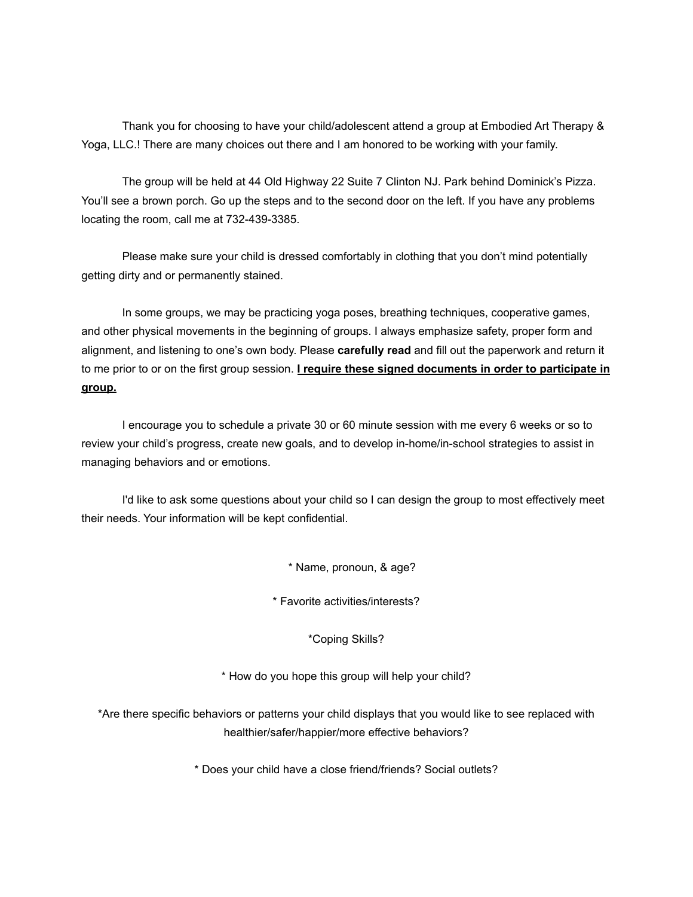Thank you for choosing to have your child/adolescent attend a group at Embodied Art Therapy & Yoga, LLC.! There are many choices out there and I am honored to be working with your family.

The group will be held at 44 Old Highway 22 Suite 7 Clinton NJ. Park behind Dominick's Pizza. You'll see a brown porch. Go up the steps and to the second door on the left. If you have any problems locating the room, call me at 732-439-3385.

Please make sure your child is dressed comfortably in clothing that you don't mind potentially getting dirty and or permanently stained.

In some groups, we may be practicing yoga poses, breathing techniques, cooperative games, and other physical movements in the beginning of groups. I always emphasize safety, proper form and alignment, and listening to one's own body. Please **carefully read** and fill out the paperwork and return it to me prior to or on the first group session. <u>**I require these signed documents in order to participate in group.**</u>

I encourage you to schedule a private 30 or 60 minute session with me every 6 weeks or so to review your child's progress, create new goals, and to develop in-home/in-school strategies to assist in managing behaviors and or emotions.

I'd like to ask some questions about your child so I can design the group to most effectively meet their needs. Your information will be kept confidential.

* Name, pronoun, & age?

* Favorite activities/interests?

*Coping Skills?

* How do you hope this group will help your child?

*Are there specific behaviors or patterns your child displays that you would like to see replaced with healthier/safer/happier/more effective behaviors?

* Does your child have a close friend/friends? Social outlets?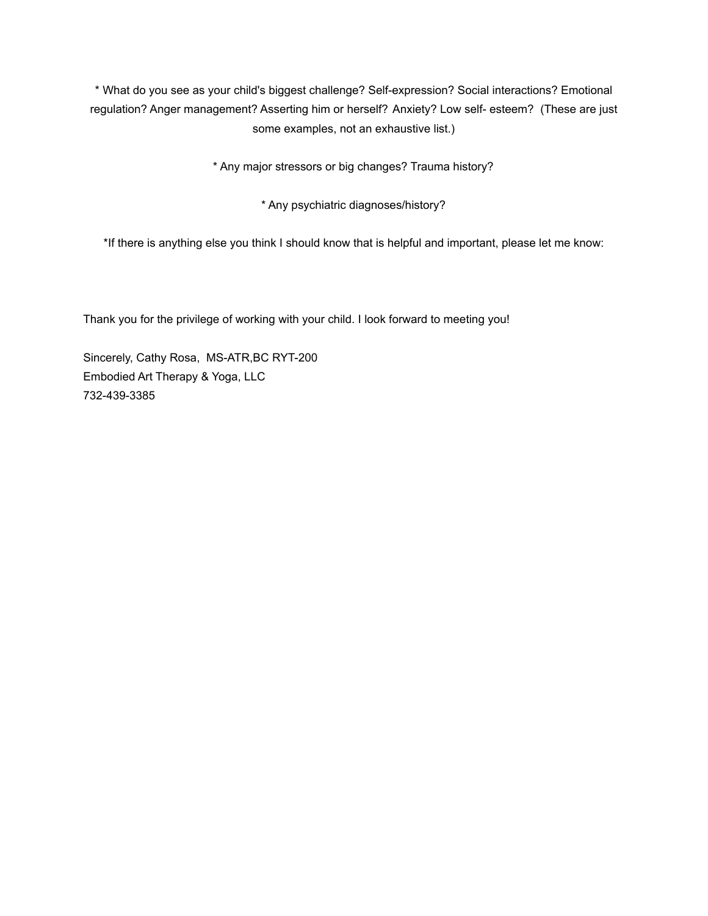* What do you see as your child's biggest challenge? Self-expression? Social interactions? Emotional regulation? Anger management? Asserting him or herself? Anxiety? Low self- esteem? (These are just some examples, not an exhaustive list.)

* Any major stressors or big changes? Trauma history?

* Any psychiatric diagnoses/history?

*If there is anything else you think I should know that is helpful and important, please let me know:

Thank you for the privilege of working with your child. I look forward to meeting you!

Sincerely, Cathy Rosa, MS-ATR,BC RYT-200
Embodied Art Therapy & Yoga, LLC
732-439-3385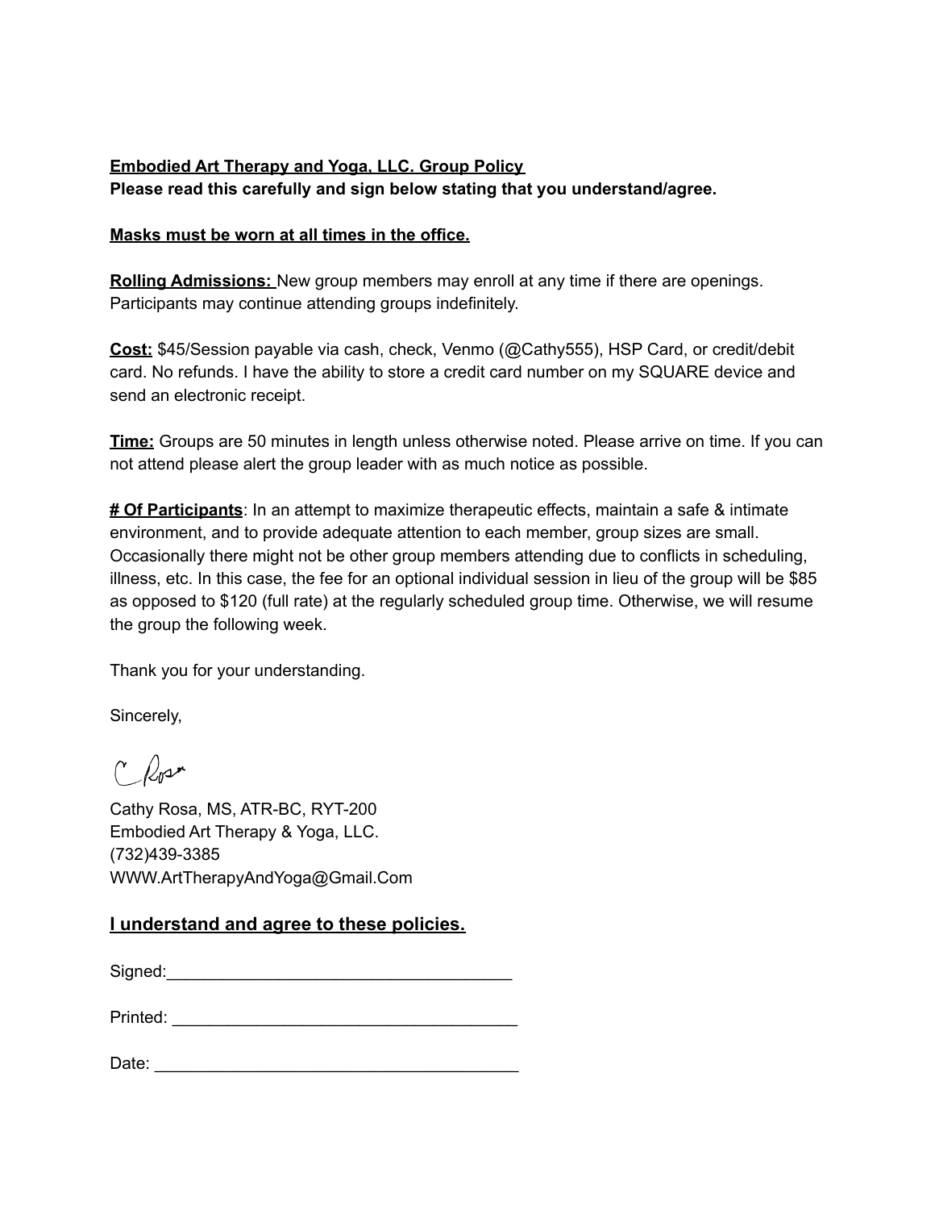**Embodied Art Therapy and Yoga, LLC. Group Policy**
**Please read this carefully and sign below stating that you understand/agree.**

**Masks must be worn at all times in the office.**

**Rolling Admissions:** New group members may enroll at any time if there are openings. Participants may continue attending groups indefinitely.

**Cost:** $45/Session payable via cash, check, Venmo (@Cathy555), HSP Card, or credit/debit card. No refunds. I have the ability to store a credit card number on my SQUARE device and send an electronic receipt.

**Time:** Groups are 50 minutes in length unless otherwise noted. Please arrive on time. If you can not attend please alert the group leader with as much notice as possible.

**# Of Participants**: In an attempt to maximize therapeutic effects, maintain a safe & intimate environment, and to provide adequate attention to each member, group sizes are small. Occasionally there might not be other group members attending due to conflicts in scheduling, illness, etc. In this case, the fee for an optional individual session in lieu of the group will be $85 as opposed to $120 (full rate) at the regularly scheduled group time. Otherwise, we will resume the group the following week.

Thank you for your understanding.

Sincerely,

C Rosa

Cathy Rosa, MS, ATR-BC, RYT-200
Embodied Art Therapy & Yoga, LLC.
(732)439-3385
WWW.ArtTherapyAndYoga@Gmail.Com

**I understand and agree to these policies.**

Signed:_____________________________________

Printed: _____________________________________

Date: _______________________________________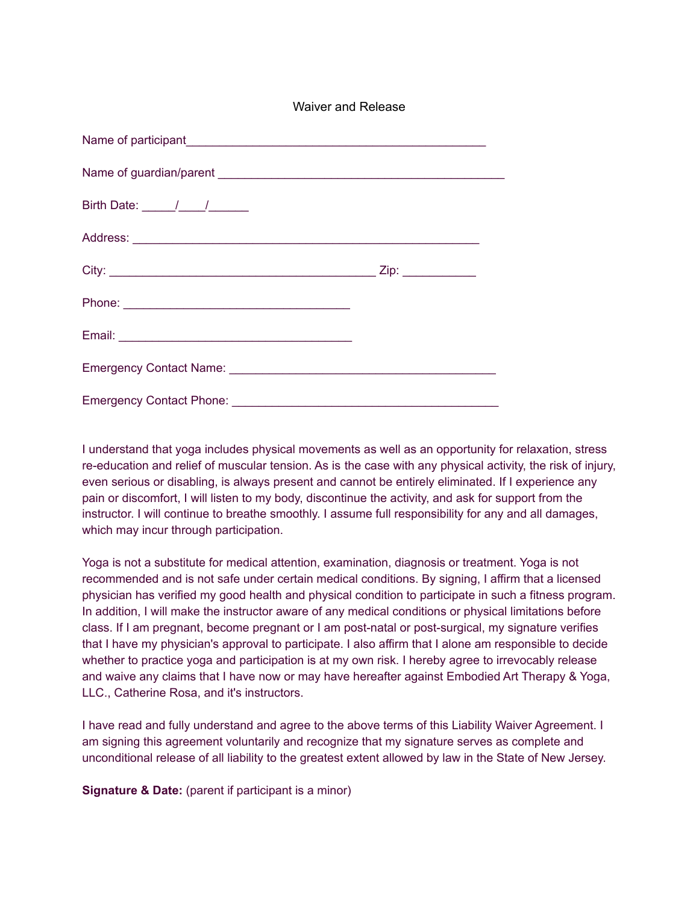Waiver and Release

Name of participant_____________________________________________

Name of guardian/parent ___________________________________________

Birth Date: _____/____/______

Address: _____________________________________________________

City: ________________________________________ Zip: ___________

Phone: __________________________________

Email: ___________________________________

Emergency Contact Name: ________________________________________

Emergency Contact Phone: ________________________________________

I understand that yoga includes physical movements as well as an opportunity for relaxation, stress re-education and relief of muscular tension. As is the case with any physical activity, the risk of injury, even serious or disabling, is always present and cannot be entirely eliminated. If I experience any pain or discomfort, I will listen to my body, discontinue the activity, and ask for support from the instructor. I will continue to breathe smoothly. I assume full responsibility for any and all damages, which may incur through participation.

Yoga is not a substitute for medical attention, examination, diagnosis or treatment. Yoga is not recommended and is not safe under certain medical conditions. By signing, I affirm that a licensed physician has verified my good health and physical condition to participate in such a fitness program. In addition, I will make the instructor aware of any medical conditions or physical limitations before class. If I am pregnant, become pregnant or I am post-natal or post-surgical, my signature verifies that I have my physician's approval to participate. I also affirm that I alone am responsible to decide whether to practice yoga and participation is at my own risk. I hereby agree to irrevocably release and waive any claims that I have now or may have hereafter against Embodied Art Therapy & Yoga, LLC., Catherine Rosa, and it's instructors.

I have read and fully understand and agree to the above terms of this Liability Waiver Agreement. I am signing this agreement voluntarily and recognize that my signature serves as complete and unconditional release of all liability to the greatest extent allowed by law in the State of New Jersey.

**Signature & Date:** (parent if participant is a minor)